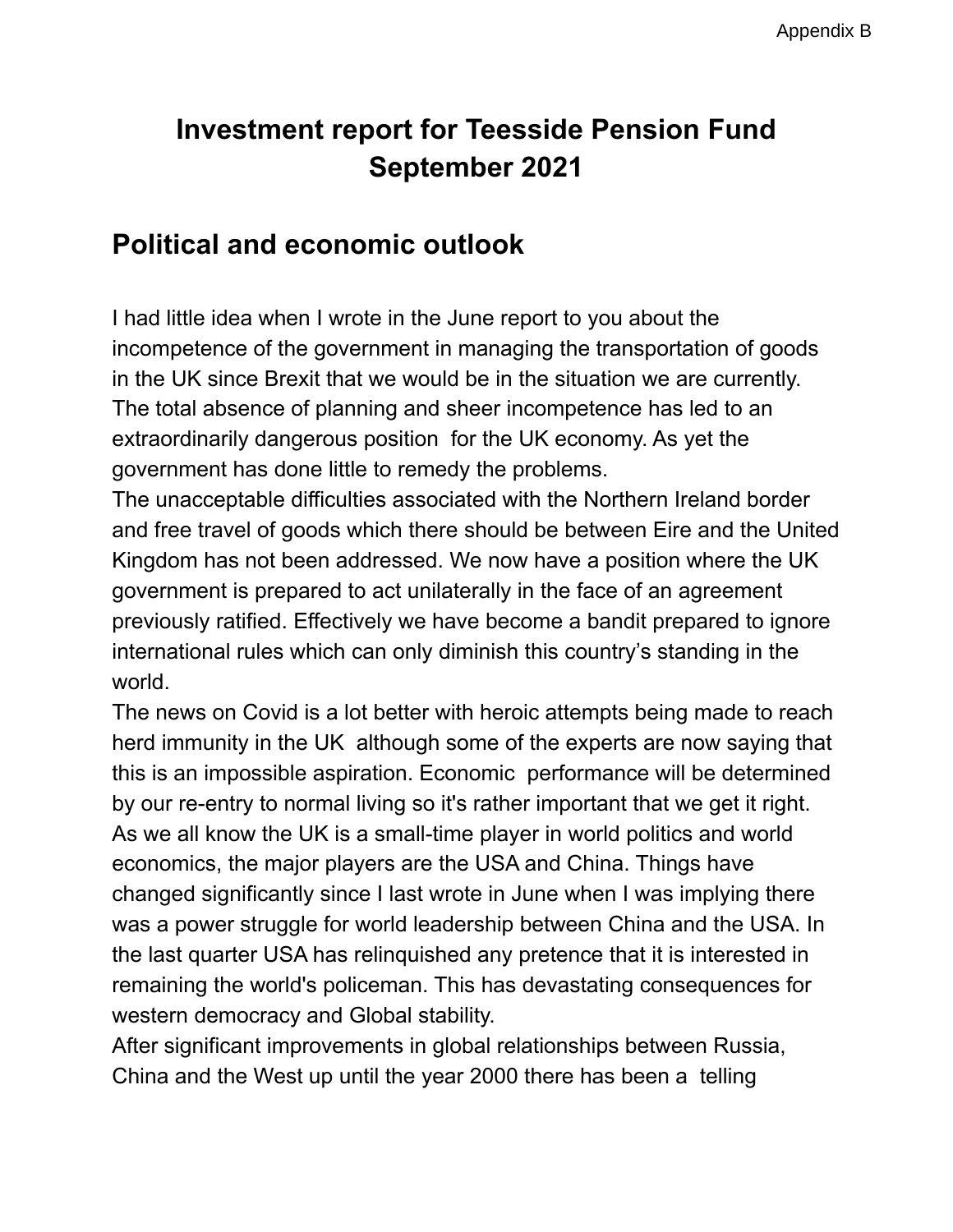Appendix B

# Investment report for Teesside Pension Fund September 2021

## Political and economic outlook

I had little idea when I wrote in the June report to you about the incompetence of the government in managing the transportation of goods in the UK since Brexit that we would be in the situation we are currently. The total absence of planning and sheer incompetence has led to an extraordinarily dangerous position for the UK economy. As yet the government has done little to remedy the problems.

The unacceptable difficulties associated with the Northern Ireland border and free travel of goods which there should be between Eire and the United Kingdom has not been addressed. We now have a position where the UK government is prepared to act unilaterally in the face of an agreement previously ratified. Effectively we have become a bandit prepared to ignore international rules which can only diminish this country's standing in the world.

The news on Covid is a lot better with heroic attempts being made to reach herd immunity in the UK although some of the experts are now saying that this is an impossible aspiration. Economic performance will be determined by our re-entry to normal living so it's rather important that we get it right.

As we all know the UK is a small-time player in world politics and world economics, the major players are the USA and China. Things have changed significantly since I last wrote in June when I was implying there was a power struggle for world leadership between China and the USA. In the last quarter USA has relinquished any pretence that it is interested in remaining the world's policeman. This has devastating consequences for western democracy and Global stability.

After significant improvements in global relationships between Russia, China and the West up until the year 2000 there has been a telling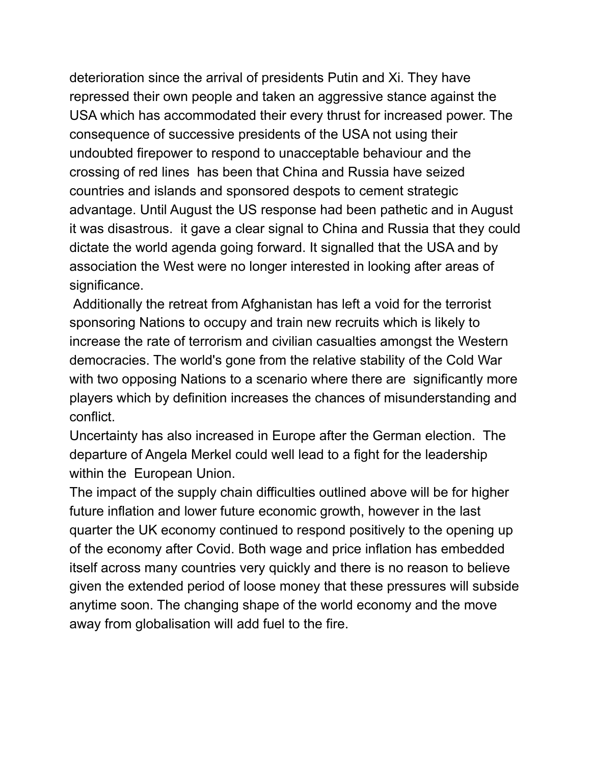deterioration since the arrival of presidents Putin and Xi. They have repressed their own people and taken an aggressive stance against the USA which has accommodated their every thrust for increased power. The consequence of successive presidents of the USA not using their undoubted firepower to respond to unacceptable behaviour and the crossing of red lines has been that China and Russia have seized countries and islands and sponsored despots to cement strategic advantage. Until August the US response had been pathetic and in August it was disastrous. it gave a clear signal to China and Russia that they could dictate the world agenda going forward. It signalled that the USA and by association the West were no longer interested in looking after areas of significance.

Additionally the retreat from Afghanistan has left a void for the terrorist sponsoring Nations to occupy and train new recruits which is likely to increase the rate of terrorism and civilian casualties amongst the Western democracies. The world's gone from the relative stability of the Cold War with two opposing Nations to a scenario where there are significantly more players which by definition increases the chances of misunderstanding and conflict.

Uncertainty has also increased in Europe after the German election. The departure of Angela Merkel could well lead to a fight for the leadership within the European Union.

The impact of the supply chain difficulties outlined above will be for higher future inflation and lower future economic growth, however in the last quarter the UK economy continued to respond positively to the opening up of the economy after Covid. Both wage and price inflation has embedded itself across many countries very quickly and there is no reason to believe given the extended period of loose money that these pressures will subside anytime soon. The changing shape of the world economy and the move away from globalisation will add fuel to the fire.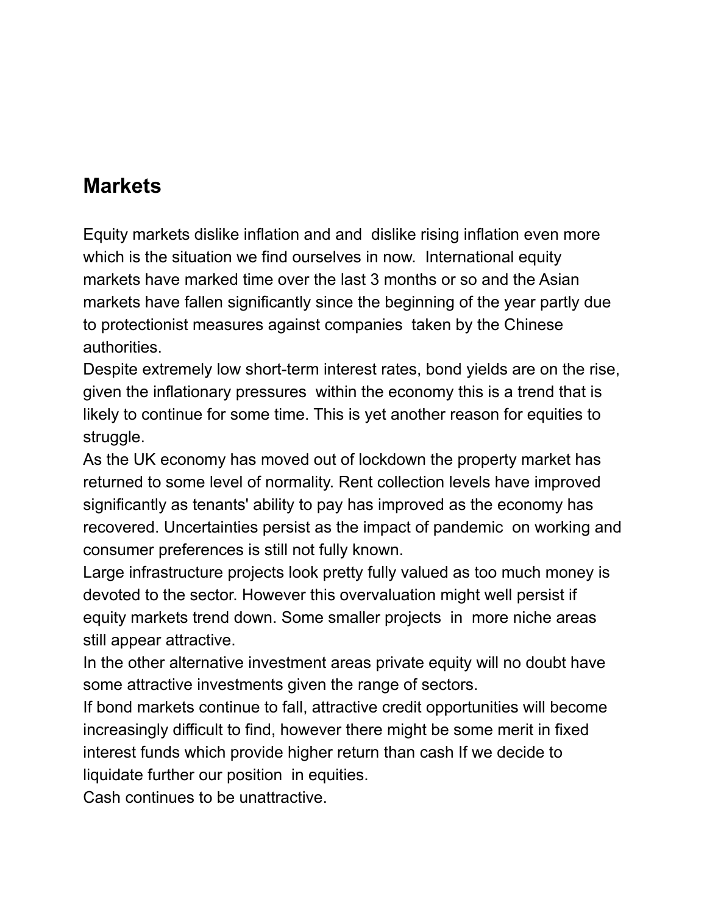## Markets

Equity markets dislike inflation and and dislike rising inflation even more which is the situation we find ourselves in now. International equity markets have marked time over the last 3 months or so and the Asian markets have fallen significantly since the beginning of the year partly due to protectionist measures against companies taken by the Chinese authorities.

Despite extremely low short-term interest rates, bond yields are on the rise, given the inflationary pressures within the economy this is a trend that is likely to continue for some time. This is yet another reason for equities to struggle.

As the UK economy has moved out of lockdown the property market has returned to some level of normality. Rent collection levels have improved significantly as tenants' ability to pay has improved as the economy has recovered. Uncertainties persist as the impact of pandemic on working and consumer preferences is still not fully known.

Large infrastructure projects look pretty fully valued as too much money is devoted to the sector. However this overvaluation might well persist if equity markets trend down. Some smaller projects in more niche areas still appear attractive.

In the other alternative investment areas private equity will no doubt have some attractive investments given the range of sectors.

If bond markets continue to fall, attractive credit opportunities will become increasingly difficult to find, however there might be some merit in fixed interest funds which provide higher return than cash If we decide to liquidate further our position in equities.

Cash continues to be unattractive.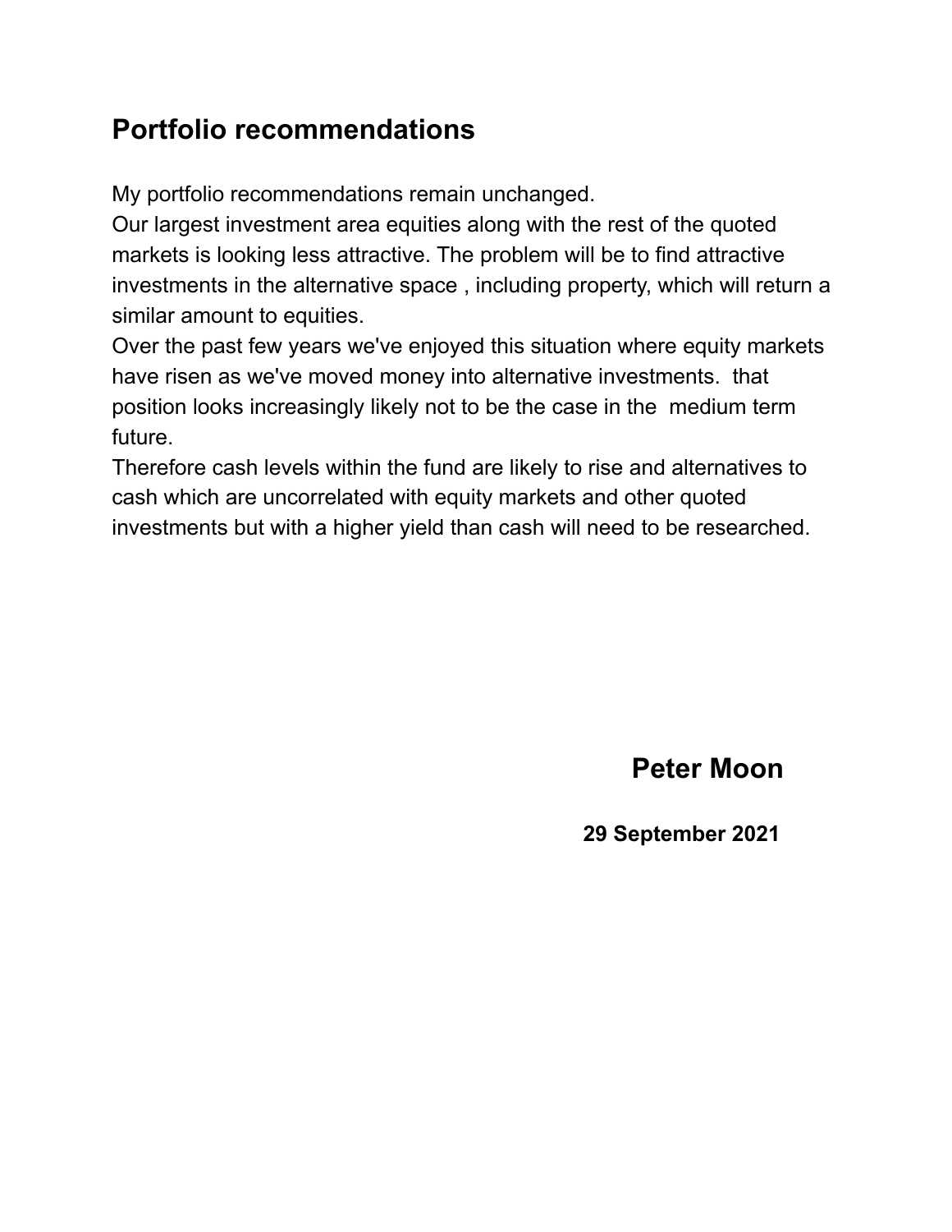## Portfolio recommendations

My portfolio recommendations remain unchanged.
Our largest investment area equities along with the rest of the quoted markets is looking less attractive. The problem will be to find attractive investments in the alternative space , including property, which will return a similar amount to equities.
Over the past few years we've enjoyed this situation where equity markets have risen as we've moved money into alternative investments. that position looks increasingly likely not to be the case in the medium term future.
Therefore cash levels within the fund are likely to rise and alternatives to cash which are uncorrelated with equity markets and other quoted investments but with a higher yield than cash will need to be researched.

**Peter Moon**

**29 September 2021**